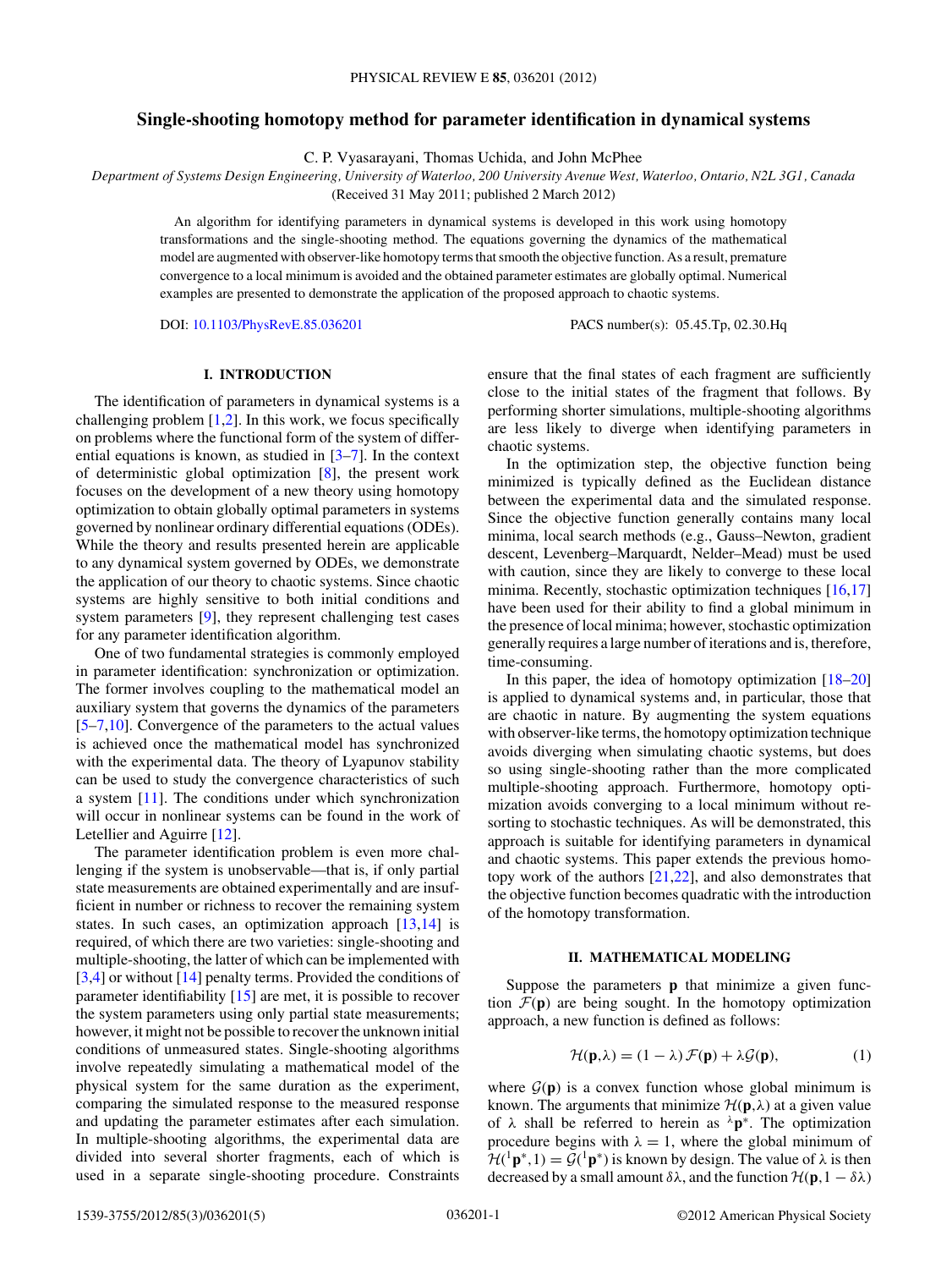# Single-shooting homotopy method for parameter identification in dynamical systems

C. P. Vyasarayani, Thomas Uchida, and John McPhee

*Department of Systems Design Engineering, University of Waterloo, 200 University Avenue West, Waterloo, Ontario, N2L 3G1, Canada*

(Received 31 May 2011; published 2 March 2012)

An algorithm for identifying parameters in dynamical systems is developed in this work using homotopy transformations and the single-shooting method. The equations governing the dynamics of the mathematical model are augmented with observer-like homotopy terms that smooth the objective function. As a result, premature convergence to a local minimum is avoided and the obtained parameter estimates are globally optimal. Numerical examples are presented to demonstrate the application of the proposed approach to chaotic systems.

DOI: 10.1103/PhysRevE.85.036201 PACS number(s): 05.45.Tp, 02.30.Hq

## I. INTRODUCTION

The identification of parameters in dynamical systems is a challenging problem [1,2]. In this work, we focus specifically on problems where the functional form of the system of differential equations is known, as studied in [3–7]. In the context of deterministic global optimization [8], the present work focuses on the development of a new theory using homotopy optimization to obtain globally optimal parameters in systems governed by nonlinear ordinary differential equations (ODEs). While the theory and results presented herein are applicable to any dynamical system governed by ODEs, we demonstrate the application of our theory to chaotic systems. Since chaotic systems are highly sensitive to both initial conditions and system parameters [9], they represent challenging test cases for any parameter identification algorithm.

One of two fundamental strategies is commonly employed in parameter identification: synchronization or optimization. The former involves coupling to the mathematical model an auxiliary system that governs the dynamics of the parameters [5–7,10]. Convergence of the parameters to the actual values is achieved once the mathematical model has synchronized with the experimental data. The theory of Lyapunov stability can be used to study the convergence characteristics of such a system [11]. The conditions under which synchronization will occur in nonlinear systems can be found in the work of Letellier and Aguirre [12].

The parameter identification problem is even more challenging if the system is unobservable—that is, if only partial state measurements are obtained experimentally and are insufficient in number or richness to recover the remaining system states. In such cases, an optimization approach [13,14] is required, of which there are two varieties: single-shooting and multiple-shooting, the latter of which can be implemented with [3,4] or without [14] penalty terms. Provided the conditions of parameter identifiability [15] are met, it is possible to recover the system parameters using only partial state measurements; however, it might not be possible to recover the unknown initial conditions of unmeasured states. Single-shooting algorithms involve repeatedly simulating a mathematical model of the physical system for the same duration as the experiment, comparing the simulated response to the measured response and updating the parameter estimates after each simulation. In multiple-shooting algorithms, the experimental data are divided into several shorter fragments, each of which is used in a separate single-shooting procedure. Constraints ensure that the final states of each fragment are sufficiently close to the initial states of the fragment that follows. By performing shorter simulations, multiple-shooting algorithms are less likely to diverge when identifying parameters in chaotic systems.

In the optimization step, the objective function being minimized is typically defined as the Euclidean distance between the experimental data and the simulated response. Since the objective function generally contains many local minima, local search methods (e.g., Gauss–Newton, gradient descent, Levenberg–Marquardt, Nelder–Mead) must be used with caution, since they are likely to converge to these local minima. Recently, stochastic optimization techniques [16,17] have been used for their ability to find a global minimum in the presence of local minima; however, stochastic optimization generally requires a large number of iterations and is, therefore, time-consuming.

In this paper, the idea of homotopy optimization [18–20] is applied to dynamical systems and, in particular, those that are chaotic in nature. By augmenting the system equations with observer-like terms, the homotopy optimization technique avoids diverging when simulating chaotic systems, but does so using single-shooting rather than the more complicated multiple-shooting approach. Furthermore, homotopy optimization avoids converging to a local minimum without resorting to stochastic techniques. As will be demonstrated, this approach is suitable for identifying parameters in dynamical and chaotic systems. This paper extends the previous homotopy work of the authors [21,22], and also demonstrates that the objective function becomes quadratic with the introduction of the homotopy transformation.

## II. MATHEMATICAL MODELING

Suppose the parameters $\mathbf{p}$ that minimize a given function $\mathcal{F}(\mathbf{p})$ are being sought. In the homotopy optimization approach, a new function is defined as follows:

$$\mathcal{H}(\mathbf{p},\lambda) = (1-\lambda)\,\mathcal{F}(\mathbf{p}) + \lambda\mathcal{G}(\mathbf{p}), \tag{1}$$

where $\mathcal{G}(\mathbf{p})$ is a convex function whose global minimum is known. The arguments that minimize $\mathcal{H}(\mathbf{p},\lambda)$ at a given value of $\lambda$ shall be referred to herein as ${}^{\lambda}\mathbf{p}^{*}$. The optimization procedure begins with $\lambda = 1$, where the global minimum of $\mathcal{H}({}^{1}\mathbf{p}^{*},1) = \mathcal{G}({}^{1}\mathbf{p}^{*})$ is known by design. The value of $\lambda$ is then decreased by a small amount $\delta\lambda$, and the function $\mathcal{H}(\mathbf{p},1-\delta\lambda)$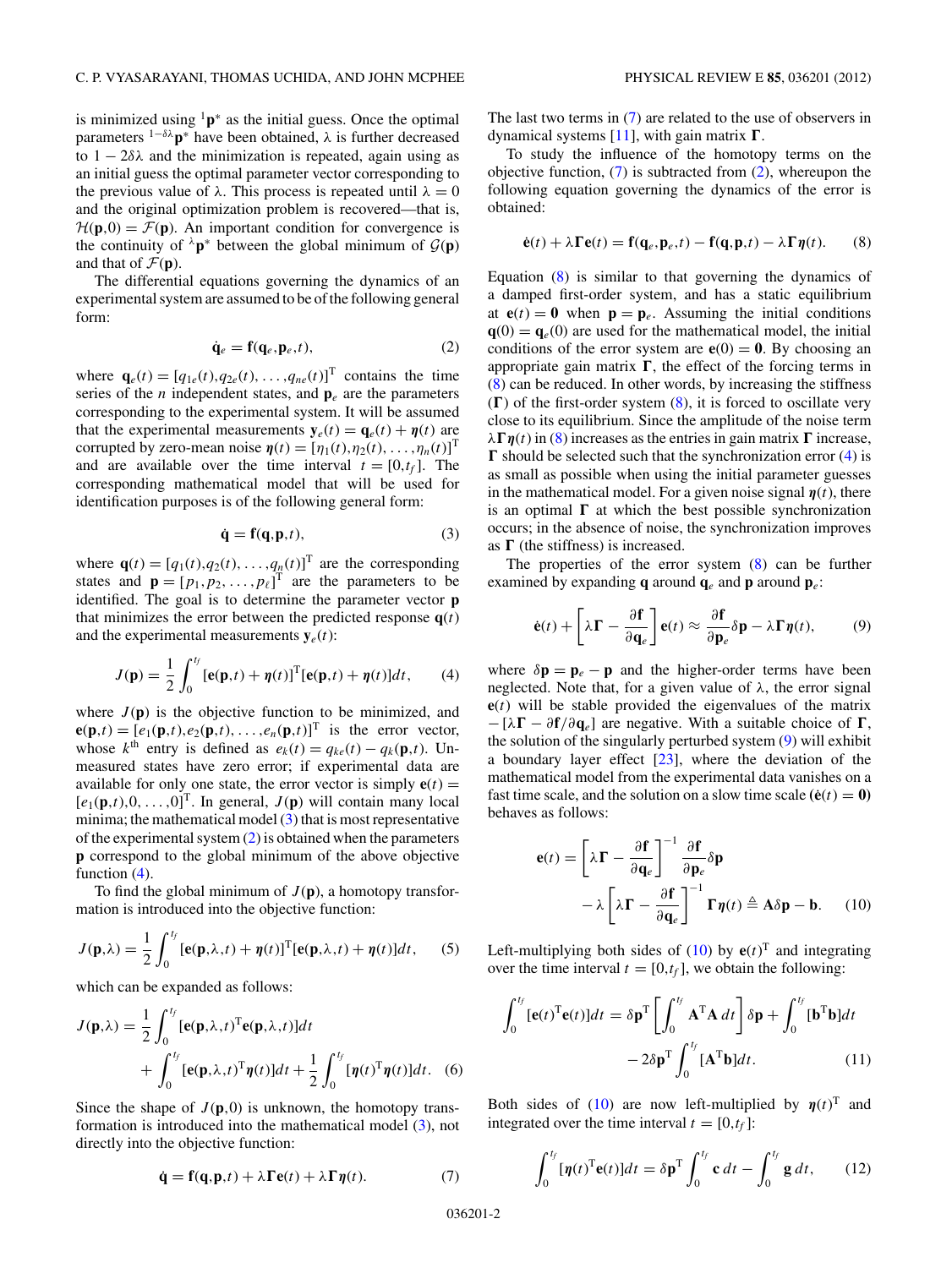is minimized using ${}^{1}\mathbf{p}^*$ as the initial guess. Once the optimal parameters ${}^{1-\delta\lambda}\mathbf{p}^*$ have been obtained, $\lambda$ is further decreased to $1-2\delta\lambda$ and the minimization is repeated, again using as an initial guess the optimal parameter vector corresponding to the previous value of $\lambda$. This process is repeated until $\lambda = 0$ and the original optimization problem is recovered—that is, $\mathcal{H}(\mathbf{p},0) = \mathcal{F}(\mathbf{p})$. An important condition for convergence is the continuity of ${}^{\lambda}\mathbf{p}^*$ between the global minimum of $\mathcal{G}(\mathbf{p})$ and that of $\mathcal{F}(\mathbf{p})$.

The differential equations governing the dynamics of an experimental system are assumed to be of the following general form:

$$\dot{\mathbf{q}}_e = \mathbf{f}(\mathbf{q}_e,\mathbf{p}_e,t), \tag{2}$$

where $\mathbf{q}_e(t) = [q_{1e}(t), q_{2e}(t), \ldots, q_{ne}(t)]^{\mathrm{T}}$ contains the time series of the $n$ independent states, and $\mathbf{p}_e$ are the parameters corresponding to the experimental system. It will be assumed that the experimental measurements $\mathbf{y}_e(t) = \mathbf{q}_e(t) + \boldsymbol{\eta}(t)$ are corrupted by zero-mean noise $\boldsymbol{\eta}(t) = [\eta_1(t), \eta_2(t), \ldots, \eta_n(t)]^{\mathrm{T}}$ and are available over the time interval $t = [0,t_f]$. The corresponding mathematical model that will be used for identification purposes is of the following general form:

$$\dot{\mathbf{q}} = \mathbf{f}(\mathbf{q},\mathbf{p},t), \tag{3}$$

where $\mathbf{q}(t) = [q_1(t), q_2(t), \ldots, q_n(t)]^{\mathrm{T}}$ are the corresponding states and $\mathbf{p} = [p_1, p_2, \ldots, p_\ell]^{\mathrm{T}}$ are the parameters to be identified. The goal is to determine the parameter vector $\mathbf{p}$ that minimizes the error between the predicted response $\mathbf{q}(t)$ and the experimental measurements $\mathbf{y}_e(t)$:

$$J(\mathbf{p}) = \frac{1}{2}\int_0^{t_f} [\mathbf{e}(\mathbf{p},t) + \boldsymbol{\eta}(t)]^{\mathrm{T}}[\mathbf{e}(\mathbf{p},t) + \boldsymbol{\eta}(t)]dt, \tag{4}$$

where $J(\mathbf{p})$ is the objective function to be minimized, and $\mathbf{e}(\mathbf{p},t) = [e_1(\mathbf{p},t), e_2(\mathbf{p},t), \ldots, e_n(\mathbf{p},t)]^{\mathrm{T}}$ is the error vector, whose $k^{\text{th}}$ entry is defined as $e_k(t) = q_{ke}(t) - q_k(\mathbf{p},t)$. Unmeasured states have zero error; if experimental data are available for only one state, the error vector is simply $\mathbf{e}(t) = [e_1(\mathbf{p},t), 0, \ldots, 0]^{\mathrm{T}}$. In general, $J(\mathbf{p})$ will contain many local minima; the mathematical model (3) that is most representative of the experimental system (2) is obtained when the parameters $\mathbf{p}$ correspond to the global minimum of the above objective function (4).

To find the global minimum of $J(\mathbf{p})$, a homotopy transformation is introduced into the objective function:

$$J(\mathbf{p},\lambda) = \frac{1}{2}\int_0^{t_f} [\mathbf{e}(\mathbf{p},\lambda,t) + \boldsymbol{\eta}(t)]^{\mathrm{T}}[\mathbf{e}(\mathbf{p},\lambda,t) + \boldsymbol{\eta}(t)]dt, \tag{5}$$

which can be expanded as follows:

$$J(\mathbf{p},\lambda) = \frac{1}{2}\int_0^{t_f} [\mathbf{e}(\mathbf{p},\lambda,t)^{\mathrm{T}}\mathbf{e}(\mathbf{p},\lambda,t)]dt + \int_0^{t_f} [\mathbf{e}(\mathbf{p},\lambda,t)^{\mathrm{T}}\boldsymbol{\eta}(t)]dt + \frac{1}{2}\int_0^{t_f}[\boldsymbol{\eta}(t)^{\mathrm{T}}\boldsymbol{\eta}(t)]dt. \tag{6}$$

Since the shape of $J(\mathbf{p},0)$ is unknown, the homotopy transformation is introduced into the mathematical model (3), not directly into the objective function:

$$\dot{\mathbf{q}} = \mathbf{f}(\mathbf{q},\mathbf{p},t) + \lambda\boldsymbol{\Gamma}\mathbf{e}(t) + \lambda\boldsymbol{\Gamma}\boldsymbol{\eta}(t). \tag{7}$$

The last two terms in (7) are related to the use of observers in dynamical systems [11], with gain matrix $\boldsymbol{\Gamma}$.

To study the influence of the homotopy terms on the objective function, (7) is subtracted from (2), whereupon the following equation governing the dynamics of the error is obtained:

$$\dot{\mathbf{e}}(t) + \lambda\boldsymbol{\Gamma}\mathbf{e}(t) = \mathbf{f}(\mathbf{q}_e,\mathbf{p}_e,t) - \mathbf{f}(\mathbf{q},\mathbf{p},t) - \lambda\boldsymbol{\Gamma}\boldsymbol{\eta}(t). \tag{8}$$

Equation (8) is similar to that governing the dynamics of a damped first-order system, and has a static equilibrium at $\mathbf{e}(t) = \mathbf{0}$ when $\mathbf{p} = \mathbf{p}_e$. Assuming the initial conditions $\mathbf{q}(0) = \mathbf{q}_e(0)$ are used for the mathematical model, the initial conditions of the error system are $\mathbf{e}(0) = \mathbf{0}$. By choosing an appropriate gain matrix $\boldsymbol{\Gamma}$, the effect of the forcing terms in (8) can be reduced. In other words, by increasing the stiffness ($\boldsymbol{\Gamma}$) of the first-order system (8), it is forced to oscillate very close to its equilibrium. Since the amplitude of the noise term $\lambda\boldsymbol{\Gamma}\boldsymbol{\eta}(t)$ in (8) increases as the entries in gain matrix $\boldsymbol{\Gamma}$ increase, $\boldsymbol{\Gamma}$ should be selected such that the synchronization error (4) is as small as possible when using the initial parameter guesses in the mathematical model. For a given noise signal $\boldsymbol{\eta}(t)$, there is an optimal $\boldsymbol{\Gamma}$ at which the best possible synchronization occurs; in the absence of noise, the synchronization improves as $\boldsymbol{\Gamma}$ (the stiffness) is increased.

The properties of the error system (8) can be further examined by expanding $\mathbf{q}$ around $\mathbf{q}_e$ and $\mathbf{p}$ around $\mathbf{p}_e$:

$$\dot{\mathbf{e}}(t) + \left[\lambda\boldsymbol{\Gamma} - \frac{\partial \mathbf{f}}{\partial \mathbf{q}_e}\right]\mathbf{e}(t) \approx \frac{\partial \mathbf{f}}{\partial \mathbf{p}_e}\delta\mathbf{p} - \lambda\boldsymbol{\Gamma}\boldsymbol{\eta}(t), \tag{9}$$

where $\delta\mathbf{p} = \mathbf{p}_e - \mathbf{p}$ and the higher-order terms have been neglected. Note that, for a given value of $\lambda$, the error signal $\mathbf{e}(t)$ will be stable provided the eigenvalues of the matrix $-[\lambda\boldsymbol{\Gamma} - \partial\mathbf{f}/\partial\mathbf{q}_e]$ are negative. With a suitable choice of $\boldsymbol{\Gamma}$, the solution of the singularly perturbed system (9) will exhibit a boundary layer effect [23], where the deviation of the mathematical model from the experimental data vanishes on a fast time scale, and the solution on a slow time scale ($\dot{\mathbf{e}}(t) = \mathbf{0}$) behaves as follows:

$$\mathbf{e}(t) = \left[\lambda\boldsymbol{\Gamma} - \frac{\partial \mathbf{f}}{\partial \mathbf{q}_e}\right]^{-1}\frac{\partial \mathbf{f}}{\partial \mathbf{p}_e}\delta\mathbf{p} - \lambda\left[\lambda\boldsymbol{\Gamma} - \frac{\partial \mathbf{f}}{\partial \mathbf{q}_e}\right]^{-1}\boldsymbol{\Gamma}\boldsymbol{\eta}(t) \triangleq \mathbf{A}\delta\mathbf{p} - \mathbf{b}. \tag{10}$$

Left-multiplying both sides of (10) by $\mathbf{e}(t)^{\mathrm{T}}$ and integrating over the time interval $t = [0,t_f]$, we obtain the following:

$$\int_0^{t_f}[\mathbf{e}(t)^{\mathrm{T}}\mathbf{e}(t)]dt = \delta\mathbf{p}^{\mathrm{T}}\left[\int_0^{t_f}\mathbf{A}^{\mathrm{T}}\mathbf{A}\,dt\right]\delta\mathbf{p} + \int_0^{t_f}[\mathbf{b}^{\mathrm{T}}\mathbf{b}]dt - 2\delta\mathbf{p}^{\mathrm{T}}\int_0^{t_f}[\mathbf{A}^{\mathrm{T}}\mathbf{b}]dt. \tag{11}$$

Both sides of (10) are now left-multiplied by $\boldsymbol{\eta}(t)^{\mathrm{T}}$ and integrated over the time interval $t = [0,t_f]$:

$$\int_0^{t_f}[\boldsymbol{\eta}(t)^{\mathrm{T}}\mathbf{e}(t)]dt = \delta\mathbf{p}^{\mathrm{T}}\int_0^{t_f}\mathbf{c}\,dt - \int_0^{t_f}\mathbf{g}\,dt, \tag{12}$$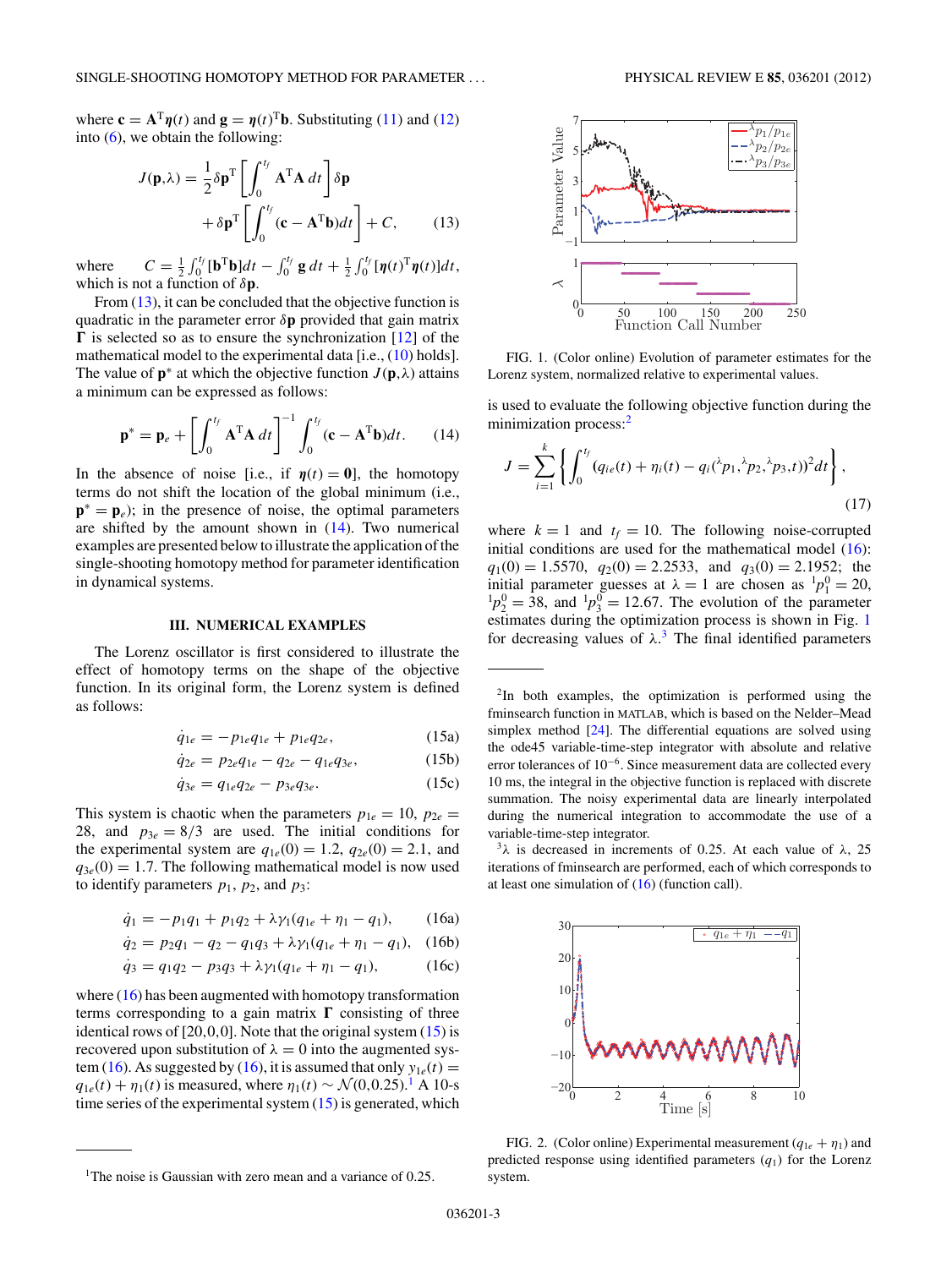where $\mathbf{c} = \mathbf{A}^{\mathrm{T}}\boldsymbol{\eta}(t)$ and $\mathbf{g} = \boldsymbol{\eta}(t)^{\mathrm{T}}\mathbf{b}$. Substituting (11) and (12) into (6), we obtain the following:

$$J(\mathbf{p},\lambda) = \frac{1}{2}\delta\mathbf{p}^{\mathrm{T}}\left[\int_0^{t_f}\mathbf{A}^{\mathrm{T}}\mathbf{A}\,dt\right]\delta\mathbf{p} + \delta\mathbf{p}^{\mathrm{T}}\left[\int_0^{t_f}(\mathbf{c}-\mathbf{A}^{\mathrm{T}}\mathbf{b})dt\right] + C, \tag{13}$$

where $C = \frac{1}{2}\int_0^{t_f}[\mathbf{b}^{\mathrm{T}}\mathbf{b}]dt - \int_0^{t_f}\mathbf{g}\,dt + \frac{1}{2}\int_0^{t_f}[\boldsymbol{\eta}(t)^{\mathrm{T}}\boldsymbol{\eta}(t)]dt$, which is not a function of $\delta\mathbf{p}$.

From (13), it can be concluded that the objective function is quadratic in the parameter error $\delta\mathbf{p}$ provided that gain matrix $\boldsymbol{\Gamma}$ is selected so as to ensure the synchronization [12] of the mathematical model to the experimental data [i.e., (10) holds]. The value of $\mathbf{p}^*$ at which the objective function $J(\mathbf{p},\lambda)$ attains a minimum can be expressed as follows:

$$\mathbf{p}^* = \mathbf{p}_e + \left[\int_0^{t_f}\mathbf{A}^{\mathrm{T}}\mathbf{A}\,dt\right]^{-1}\int_0^{t_f}(\mathbf{c}-\mathbf{A}^{\mathrm{T}}\mathbf{b})dt. \tag{14}$$

In the absence of noise [i.e., if $\boldsymbol{\eta}(t) = \mathbf{0}$], the homotopy terms do not shift the location of the global minimum (i.e., $\mathbf{p}^* = \mathbf{p}_e$); in the presence of noise, the optimal parameters are shifted by the amount shown in (14). Two numerical examples are presented below to illustrate the application of the single-shooting homotopy method for parameter identification in dynamical systems.

## III. NUMERICAL EXAMPLES

The Lorenz oscillator is first considered to illustrate the effect of homotopy terms on the shape of the objective function. In its original form, the Lorenz system is defined as follows:

$$\dot{q}_{1e} = -p_{1e}q_{1e} + p_{1e}q_{2e}, \tag{15a}$$

$$\dot{q}_{2e} = p_{2e}q_{1e} - q_{2e} - q_{1e}q_{3e}, \tag{15b}$$

$$\dot{q}_{3e} = q_{1e}q_{2e} - p_{3e}q_{3e}. \tag{15c}$$

This system is chaotic when the parameters $p_{1e} = 10$, $p_{2e} = 28$, and $p_{3e} = 8/3$ are used. The initial conditions for the experimental system are $q_{1e}(0) = 1.2$, $q_{2e}(0) = 2.1$, and $q_{3e}(0) = 1.7$. The following mathematical model is now used to identify parameters $p_1$, $p_2$, and $p_3$:

$$\dot{q}_1 = -p_1q_1 + p_1q_2 + \lambda\gamma_1(q_{1e} + \eta_1 - q_1), \tag{16a}$$

$$\dot{q}_2 = p_2q_1 - q_2 - q_1q_3 + \lambda\gamma_1(q_{1e} + \eta_1 - q_1), \tag{16b}$$

$$\dot{q}_3 = q_1q_2 - p_3q_3 + \lambda\gamma_1(q_{1e} + \eta_1 - q_1), \tag{16c}$$

where (16) has been augmented with homotopy transformation terms corresponding to a gain matrix $\boldsymbol{\Gamma}$ consisting of three identical rows of [20,0,0]. Note that the original system (15) is recovered upon substitution of $\lambda = 0$ into the augmented system (16). As suggested by (16), it is assumed that only $y_{1e}(t) = q_{1e}(t) + \eta_1(t)$ is measured, where $\eta_1(t) \sim \mathcal{N}(0,0.25)$.[1] A 10-s time series of the experimental system (15) is generated, which is used to evaluate the following objective function during the minimization process:[2]

$$J = \sum_{i=1}^{k}\left\{\int_0^{t_f}(q_{ie}(t) + \eta_i(t) - q_i({}^{\lambda}p_1,{}^{\lambda}p_2,{}^{\lambda}p_3,t))^2dt\right\}, \tag{17}$$

where $k = 1$ and $t_f = 10$. The following noise-corrupted initial conditions are used for the mathematical model (16): $q_1(0) = 1.5570$, $q_2(0) = 2.2533$, and $q_3(0) = 2.1952$; the initial parameter guesses at $\lambda = 1$ are chosen as ${}^1p_1^0 = 20$, ${}^1p_2^0 = 38$, and ${}^1p_3^0 = 12.67$. The evolution of the parameter estimates during the optimization process is shown in Fig. 1 for decreasing values of $\lambda$.[3] The final identified parameters

FIG. 1. (Color online) Evolution of parameter estimates for the Lorenz system, normalized relative to experimental values.

FIG. 2. (Color online) Experimental measurement ($q_{1e} + \eta_1$) and predicted response using identified parameters ($q_1$) for the Lorenz system.

[1]The noise is Gaussian with zero mean and a variance of 0.25.

[2]In both examples, the optimization is performed using the fminsearch function in MATLAB, which is based on the Nelder–Mead simplex method [24]. The differential equations are solved using the ode45 variable-time-step integrator with absolute and relative error tolerances of $10^{-6}$. Since measurement data are collected every 10 ms, the integral in the objective function is replaced with discrete summation. The noisy experimental data are linearly interpolated during the numerical integration to accommodate the use of a variable-time-step integrator.

[3]$\lambda$ is decreased in increments of 0.25. At each value of $\lambda$, 25 iterations of fminsearch are performed, each of which corresponds to at least one simulation of (16) (function call).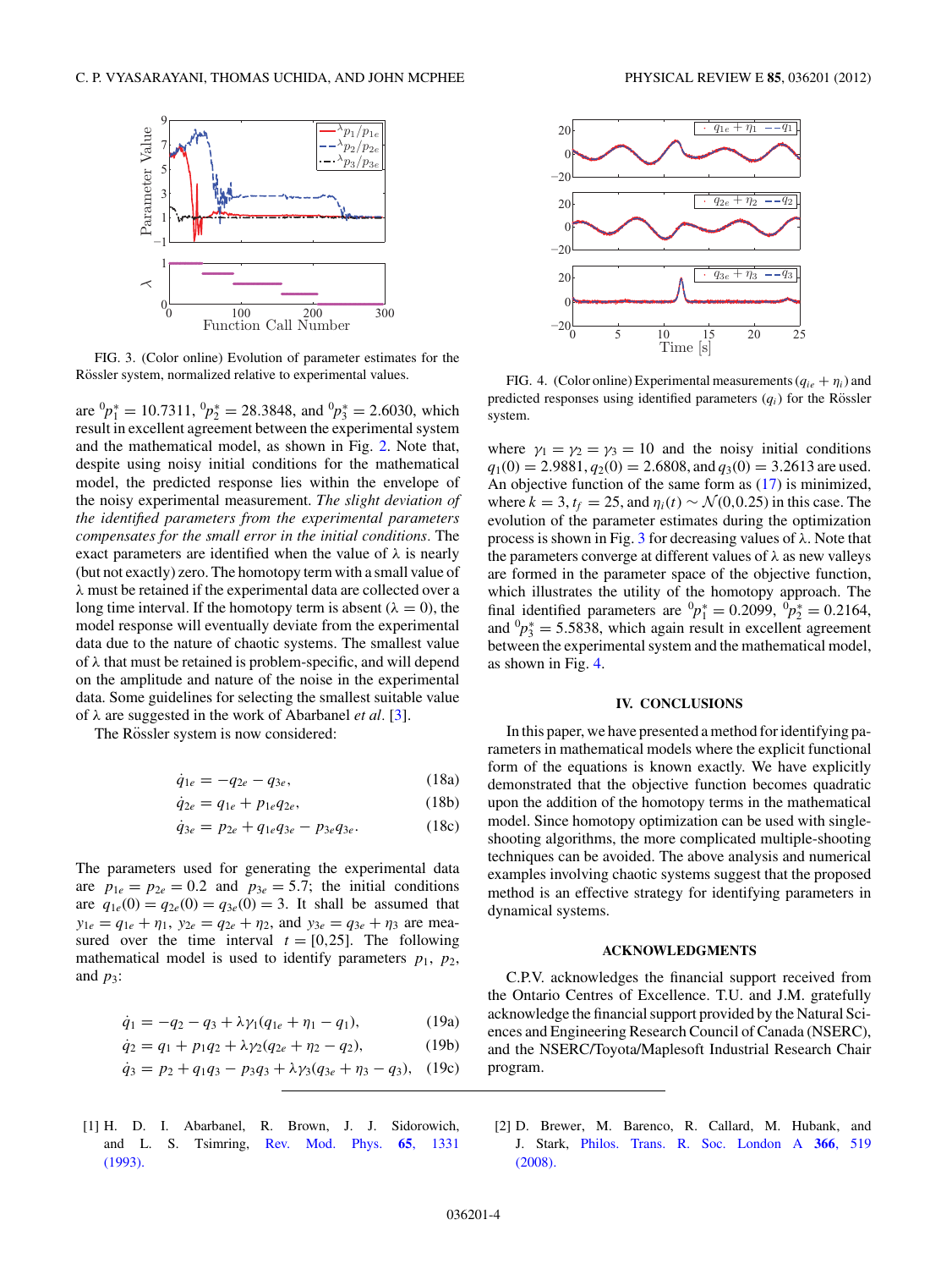FIG. 3. (Color online) Evolution of parameter estimates for the Rössler system, normalized relative to experimental values.

are ${}^{0}p_1^* = 10.7311$, ${}^{0}p_2^* = 28.3848$, and ${}^{0}p_3^* = 2.6030$, which result in excellent agreement between the experimental system and the mathematical model, as shown in Fig. 2. Note that, despite using noisy initial conditions for the mathematical model, the predicted response lies within the envelope of the noisy experimental measurement. *The slight deviation of the identified parameters from the experimental parameters compensates for the small error in the initial conditions.* The exact parameters are identified when the value of $\lambda$ is nearly (but not exactly) zero. The homotopy term with a small value of $\lambda$ must be retained if the experimental data are collected over a long time interval. If the homotopy term is absent ($\lambda = 0$), the model response will eventually deviate from the experimental data due to the nature of chaotic systems. The smallest value of $\lambda$ that must be retained is problem-specific, and will depend on the amplitude and nature of the noise in the experimental data. Some guidelines for selecting the smallest suitable value of $\lambda$ are suggested in the work of Abarbanel *et al.* [3].

The Rössler system is now considered:

$$\dot{q}_{1e} = -q_{2e} - q_{3e}, \tag{18a}$$

$$\dot{q}_{2e} = q_{1e} + p_{1e} q_{2e}, \tag{18b}$$

$$\dot{q}_{3e} = p_{2e} + q_{1e} q_{3e} - p_{3e} q_{3e}. \tag{18c}$$

The parameters used for generating the experimental data are $p_{1e} = p_{2e} = 0.2$ and $p_{3e} = 5.7$; the initial conditions are $q_{1e}(0) = q_{2e}(0) = q_{3e}(0) = 3$. It shall be assumed that $y_{1e} = q_{1e} + \eta_1$, $y_{2e} = q_{2e} + \eta_2$, and $y_{3e} = q_{3e} + \eta_3$ are measured over the time interval $t = [0,25]$. The following mathematical model is used to identify parameters $p_1$, $p_2$, and $p_3$:

$$\dot{q}_1 = -q_2 - q_3 + \lambda\gamma_1(q_{1e} + \eta_1 - q_1), \tag{19a}$$

$$\dot{q}_2 = q_1 + p_1 q_2 + \lambda\gamma_2(q_{2e} + \eta_2 - q_2), \tag{19b}$$

$$\dot{q}_3 = p_2 + q_1 q_3 - p_3 q_3 + \lambda\gamma_3(q_{3e} + \eta_3 - q_3), \tag{19c}$$

FIG. 4. (Color online) Experimental measurements ($q_{ie} + \eta_i$) and predicted responses using identified parameters ($q_i$) for the Rössler system.

where $\gamma_1 = \gamma_2 = \gamma_3 = 10$ and the noisy initial conditions $q_1(0) = 2.9881$, $q_2(0) = 2.6808$, and $q_3(0) = 3.2613$ are used. An objective function of the same form as (17) is minimized, where $k = 3$, $t_f = 25$, and $\eta_i(t) \sim \mathcal{N}(0,0.25)$ in this case. The evolution of the parameter estimates during the optimization process is shown in Fig. 3 for decreasing values of $\lambda$. Note that the parameters converge at different values of $\lambda$ as new valleys are formed in the parameter space of the objective function, which illustrates the utility of the homotopy approach. The final identified parameters are ${}^{0}p_1^* = 0.2099$, ${}^{0}p_2^* = 0.2164$, and ${}^{0}p_3^* = 5.5838$, which again result in excellent agreement between the experimental system and the mathematical model, as shown in Fig. 4.

## IV. CONCLUSIONS

In this paper, we have presented a method for identifying parameters in mathematical models where the explicit functional form of the equations is known exactly. We have explicitly demonstrated that the objective function becomes quadratic upon the addition of the homotopy terms in the mathematical model. Since homotopy optimization can be used with single-shooting algorithms, the more complicated multiple-shooting techniques can be avoided. The above analysis and numerical examples involving chaotic systems suggest that the proposed method is an effective strategy for identifying parameters in dynamical systems.

## ACKNOWLEDGMENTS

C.P.V. acknowledges the financial support received from the Ontario Centres of Excellence. T.U. and J.M. gratefully acknowledge the financial support provided by the Natural Sciences and Engineering Research Council of Canada (NSERC), and the NSERC/Toyota/Maplesoft Industrial Research Chair program.

[1] H. D. I. Abarbanel, R. Brown, J. J. Sidorowich, and L. S. Tsimring, Rev. Mod. Phys. **65**, 1331 (1993).

[2] D. Brewer, M. Barenco, R. Callard, M. Hubank, and J. Stark, Philos. Trans. R. Soc. London A **366**, 519 (2008).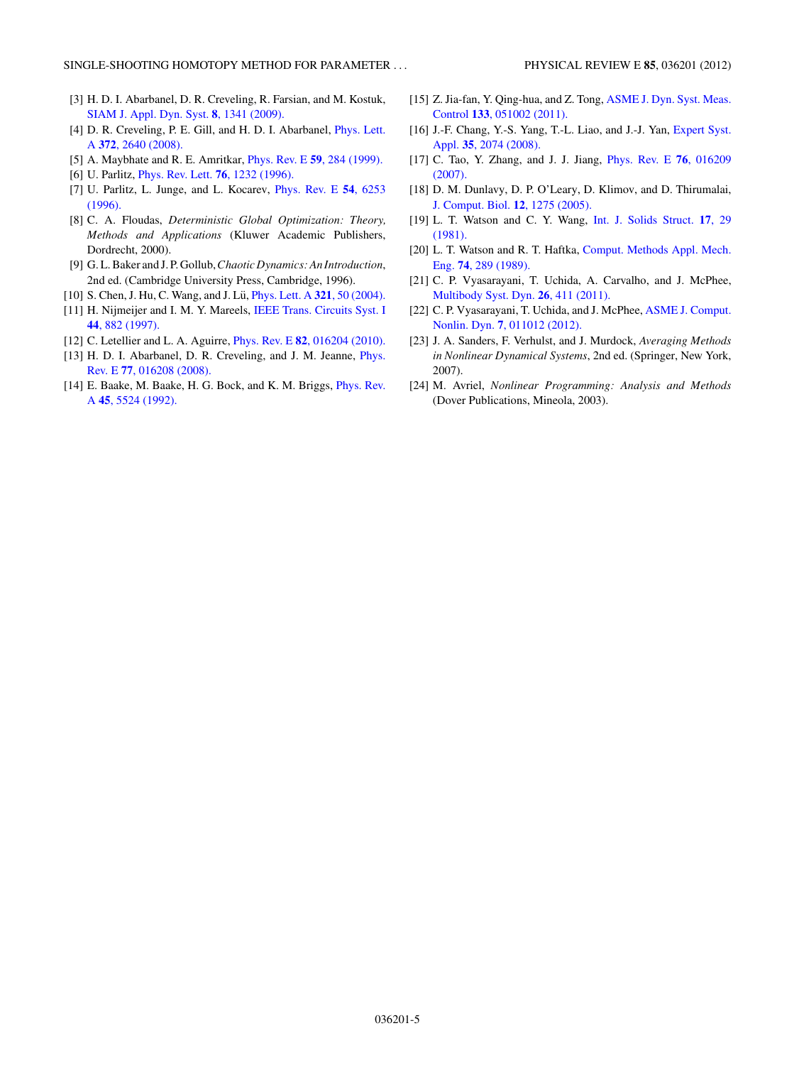[3] H. D. I. Abarbanel, D. R. Creveling, R. Farsian, and M. Kostuk, SIAM J. Appl. Dyn. Syst. **8**, 1341 (2009).

[4] D. R. Creveling, P. E. Gill, and H. D. I. Abarbanel, Phys. Lett. A **372**, 2640 (2008).

[5] A. Maybhate and R. E. Amritkar, Phys. Rev. E **59**, 284 (1999).

[6] U. Parlitz, Phys. Rev. Lett. **76**, 1232 (1996).

[7] U. Parlitz, L. Junge, and L. Kocarev, Phys. Rev. E **54**, 6253 (1996).

[8] C. A. Floudas, *Deterministic Global Optimization: Theory, Methods and Applications* (Kluwer Academic Publishers, Dordrecht, 2000).

[9] G. L. Baker and J. P. Gollub, *Chaotic Dynamics: An Introduction*, 2nd ed. (Cambridge University Press, Cambridge, 1996).

[10] S. Chen, J. Hu, C. Wang, and J. Lü, Phys. Lett. A **321**, 50 (2004).

[11] H. Nijmeijer and I. M. Y. Mareels, IEEE Trans. Circuits Syst. I **44**, 882 (1997).

[12] C. Letellier and L. A. Aguirre, Phys. Rev. E **82**, 016204 (2010).

[13] H. D. I. Abarbanel, D. R. Creveling, and J. M. Jeanne, Phys. Rev. E **77**, 016208 (2008).

[14] E. Baake, M. Baake, H. G. Bock, and K. M. Briggs, Phys. Rev. A **45**, 5524 (1992).

[15] Z. Jia-fan, Y. Qing-hua, and Z. Tong, ASME J. Dyn. Syst. Meas. Control **133**, 051002 (2011).

[16] J.-F. Chang, Y.-S. Yang, T.-L. Liao, and J.-J. Yan, Expert Syst. Appl. **35**, 2074 (2008).

[17] C. Tao, Y. Zhang, and J. J. Jiang, Phys. Rev. E **76**, 016209 (2007).

[18] D. M. Dunlavy, D. P. O'Leary, D. Klimov, and D. Thirumalai, J. Comput. Biol. **12**, 1275 (2005).

[19] L. T. Watson and C. Y. Wang, Int. J. Solids Struct. **17**, 29 (1981).

[20] L. T. Watson and R. T. Haftka, Comput. Methods Appl. Mech. Eng. **74**, 289 (1989).

[21] C. P. Vyasarayani, T. Uchida, A. Carvalho, and J. McPhee, Multibody Syst. Dyn. **26**, 411 (2011).

[22] C. P. Vyasarayani, T. Uchida, and J. McPhee, ASME J. Comput. Nonlin. Dyn. **7**, 011012 (2012).

[23] J. A. Sanders, F. Verhulst, and J. Murdock, *Averaging Methods in Nonlinear Dynamical Systems*, 2nd ed. (Springer, New York, 2007).

[24] M. Avriel, *Nonlinear Programming: Analysis and Methods* (Dover Publications, Mineola, 2003).